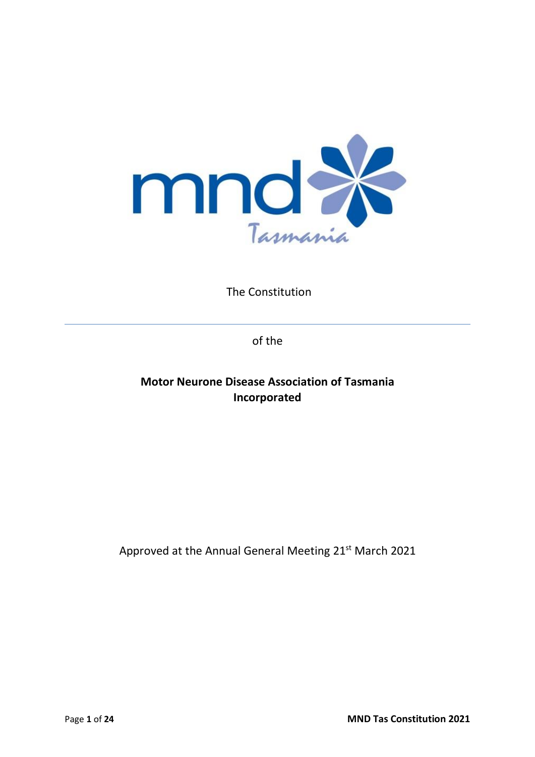The Constitution

of the

**Motor Neurone Disease Association of Tasmania Incorporated**

Approved at the Annual General Meeting 21st March 2021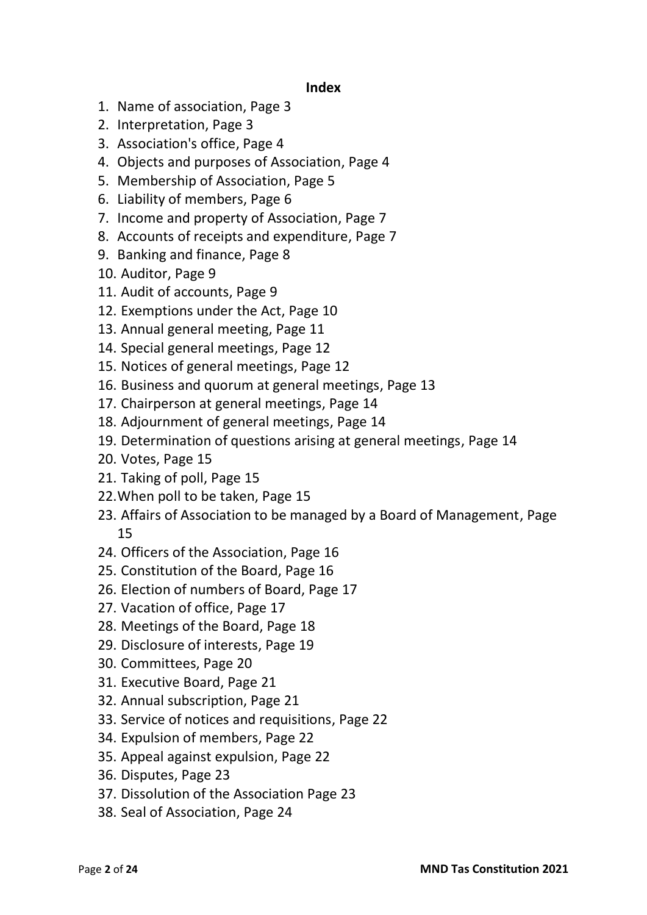**Index**

1. Name of association, Page 3
2. Interpretation, Page 3
3. Association's office, Page 4
4. Objects and purposes of Association, Page 4
5. Membership of Association, Page 5
6. Liability of members, Page 6
7. Income and property of Association, Page 7
8. Accounts of receipts and expenditure, Page 7
9. Banking and finance, Page 8
10. Auditor, Page 9
11. Audit of accounts, Page 9
12. Exemptions under the Act, Page 10
13. Annual general meeting, Page 11
14. Special general meetings, Page 12
15. Notices of general meetings, Page 12
16. Business and quorum at general meetings, Page 13
17. Chairperson at general meetings, Page 14
18. Adjournment of general meetings, Page 14
19. Determination of questions arising at general meetings, Page 14
20. Votes, Page 15
21. Taking of poll, Page 15
22. When poll to be taken, Page 15
23. Affairs of Association to be managed by a Board of Management, Page 15
24. Officers of the Association, Page 16
25. Constitution of the Board, Page 16
26. Election of numbers of Board, Page 17
27. Vacation of office, Page 17
28. Meetings of the Board, Page 18
29. Disclosure of interests, Page 19
30. Committees, Page 20
31. Executive Board, Page 21
32. Annual subscription, Page 21
33. Service of notices and requisitions, Page 22
34. Expulsion of members, Page 22
35. Appeal against expulsion, Page 22
36. Disputes, Page 23
37. Dissolution of the Association Page 23
38. Seal of Association, Page 24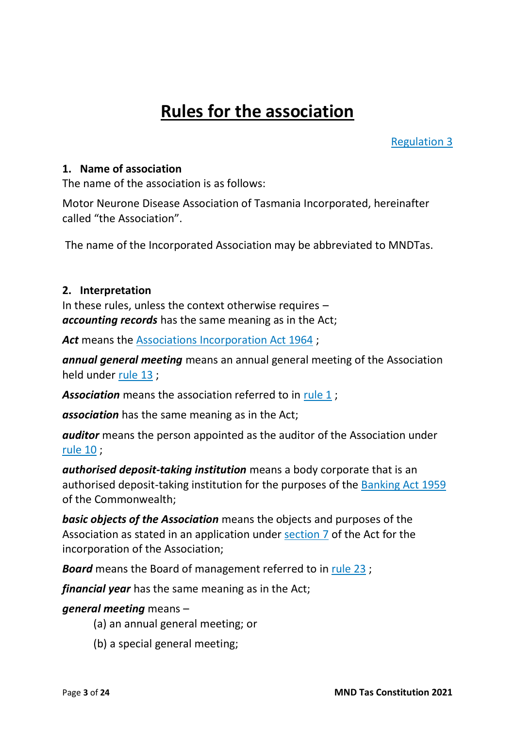# Rules for the association

Regulation 3

### 1. Name of association

The name of the association is as follows:

Motor Neurone Disease Association of Tasmania Incorporated, hereinafter called "the Association".

The name of the Incorporated Association may be abbreviated to MNDTas.

### 2. Interpretation

In these rules, unless the context otherwise requires –

***accounting records*** has the same meaning as in the Act;

***Act*** means the Associations Incorporation Act 1964 ;

***annual general meeting*** means an annual general meeting of the Association held under rule 13 ;

***Association*** means the association referred to in rule 1 ;

***association*** has the same meaning as in the Act;

***auditor*** means the person appointed as the auditor of the Association under rule 10 ;

***authorised deposit-taking institution*** means a body corporate that is an authorised deposit-taking institution for the purposes of the Banking Act 1959 of the Commonwealth;

***basic objects of the Association*** means the objects and purposes of the Association as stated in an application under section 7 of the Act for the incorporation of the Association;

***Board*** means the Board of management referred to in rule 23 ;

***financial year*** has the same meaning as in the Act;

***general meeting*** means –

(a) an annual general meeting; or

(b) a special general meeting;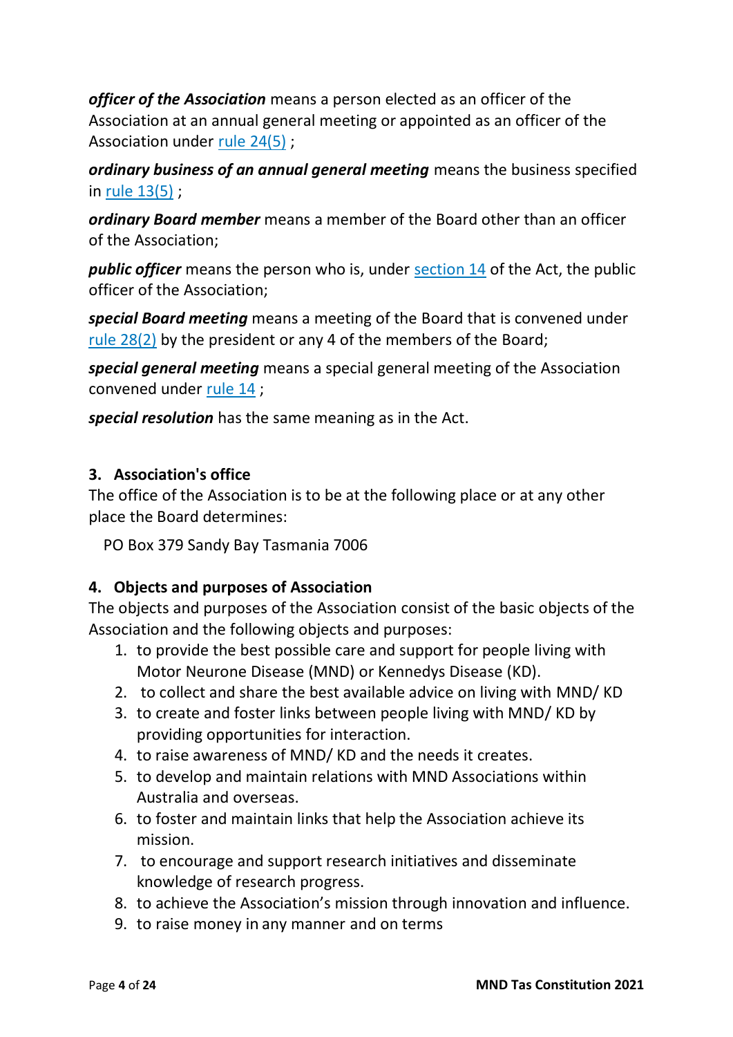***officer of the Association*** means a person elected as an officer of the Association at an annual general meeting or appointed as an officer of the Association under rule 24(5) ;

***ordinary business of an annual general meeting*** means the business specified in rule 13(5) ;

***ordinary Board member*** means a member of the Board other than an officer of the Association;

***public officer*** means the person who is, under section 14 of the Act, the public officer of the Association;

***special Board meeting*** means a meeting of the Board that is convened under rule 28(2) by the president or any 4 of the members of the Board;

***special general meeting*** means a special general meeting of the Association convened under rule 14 ;

***special resolution*** has the same meaning as in the Act.

## 3. Association's office

The office of the Association is to be at the following place or at any other place the Board determines:

PO Box 379 Sandy Bay Tasmania 7006

## 4. Objects and purposes of Association

The objects and purposes of the Association consist of the basic objects of the Association and the following objects and purposes:

1. to provide the best possible care and support for people living with Motor Neurone Disease (MND) or Kennedys Disease (KD).
2. to collect and share the best available advice on living with MND/ KD
3. to create and foster links between people living with MND/ KD by providing opportunities for interaction.
4. to raise awareness of MND/ KD and the needs it creates.
5. to develop and maintain relations with MND Associations within Australia and overseas.
6. to foster and maintain links that help the Association achieve its mission.
7. to encourage and support research initiatives and disseminate knowledge of research progress.
8. to achieve the Association's mission through innovation and influence.
9. to raise money in any manner and on terms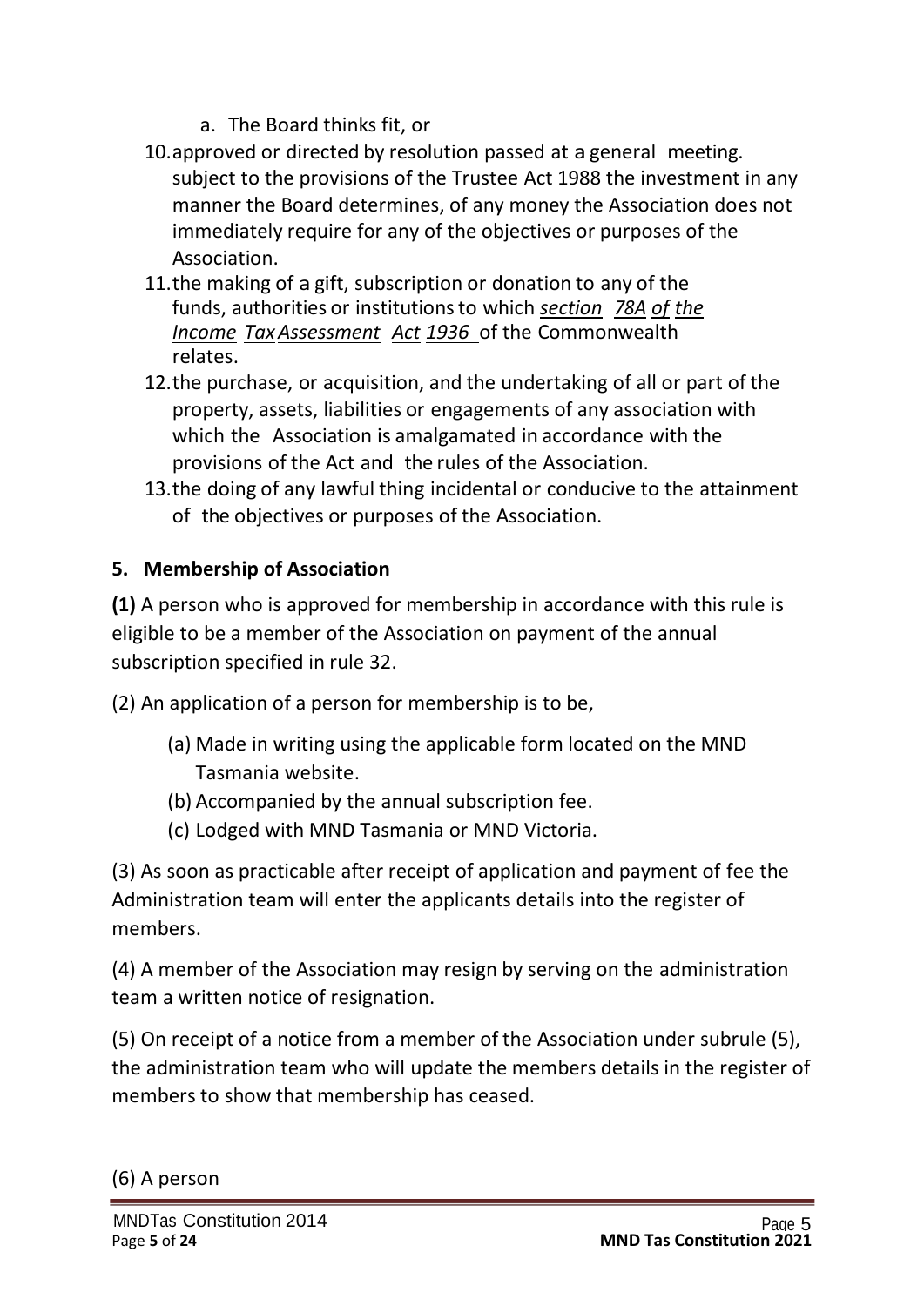a. The Board thinks fit, or

10. approved or directed by resolution passed at a general meeting. subject to the provisions of the Trustee Act 1988 the investment in any manner the Board determines, of any money the Association does not immediately require for any of the objectives or purposes of the Association.
11. the making of a gift, subscription or donation to any of the funds, authorities or institutions to which *section 78A of the Income Tax Assessment Act 1936* of the Commonwealth relates.
12. the purchase, or acquisition, and the undertaking of all or part of the property, assets, liabilities or engagements of any association with which the Association is amalgamated in accordance with the provisions of the Act and the rules of the Association.
13. the doing of any lawful thing incidental or conducive to the attainment of the objectives or purposes of the Association.

## 5. Membership of Association

**(1)** A person who is approved for membership in accordance with this rule is eligible to be a member of the Association on payment of the annual subscription specified in rule 32.

(2) An application of a person for membership is to be,

(a) Made in writing using the applicable form located on the MND Tasmania website.
(b) Accompanied by the annual subscription fee.
(c) Lodged with MND Tasmania or MND Victoria.

(3) As soon as practicable after receipt of application and payment of fee the Administration team will enter the applicants details into the register of members.

(4) A member of the Association may resign by serving on the administration team a written notice of resignation.

(5) On receipt of a notice from a member of the Association under subrule (5), the administration team who will update the members details in the register of members to show that membership has ceased.

(6) A person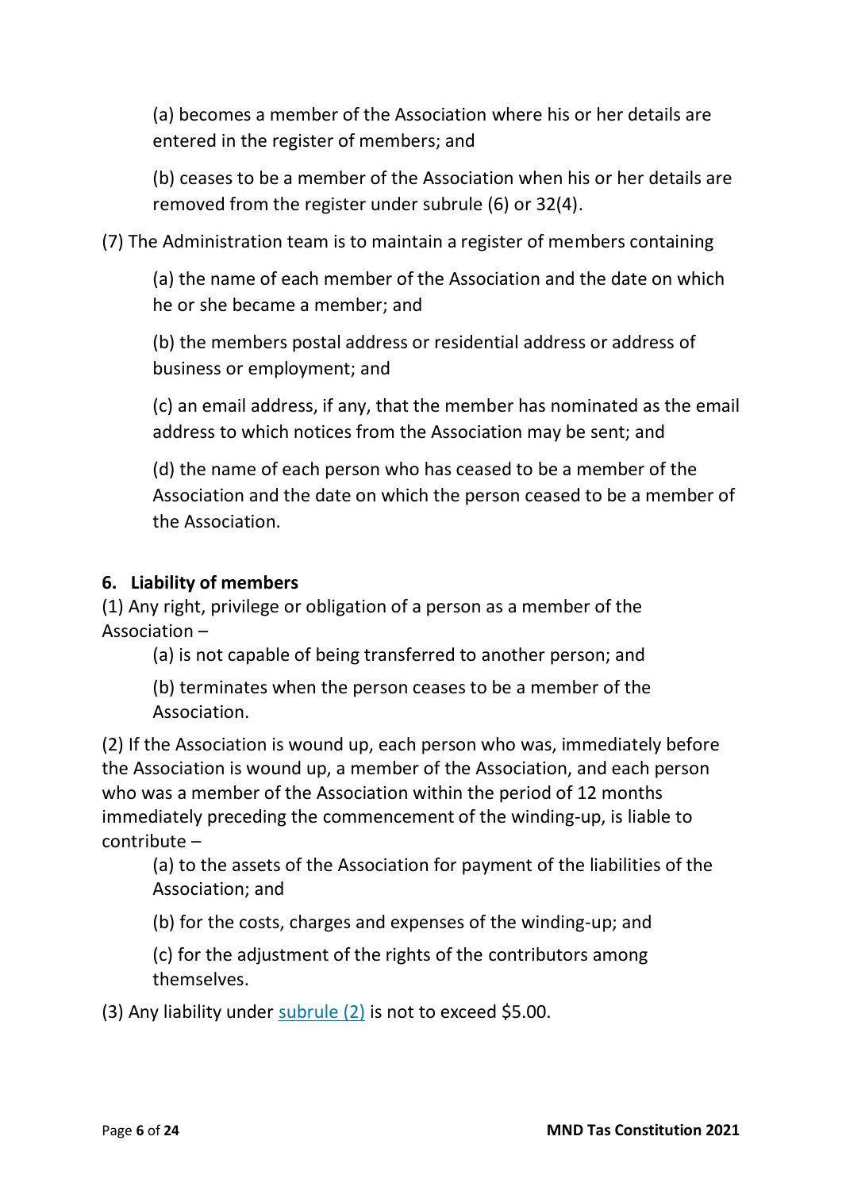(a) becomes a member of the Association where his or her details are entered in the register of members; and

(b) ceases to be a member of the Association when his or her details are removed from the register under subrule (6) or 32(4).

(7) The Administration team is to maintain a register of members containing

(a) the name of each member of the Association and the date on which he or she became a member; and

(b) the members postal address or residential address or address of business or employment; and

(c) an email address, if any, that the member has nominated as the email address to which notices from the Association may be sent; and

(d) the name of each person who has ceased to be a member of the Association and the date on which the person ceased to be a member of the Association.

### 6. Liability of members

(1) Any right, privilege or obligation of a person as a member of the Association –

(a) is not capable of being transferred to another person; and

(b) terminates when the person ceases to be a member of the Association.

(2) If the Association is wound up, each person who was, immediately before the Association is wound up, a member of the Association, and each person who was a member of the Association within the period of 12 months immediately preceding the commencement of the winding-up, is liable to contribute –

(a) to the assets of the Association for payment of the liabilities of the Association; and

(b) for the costs, charges and expenses of the winding-up; and

(c) for the adjustment of the rights of the contributors among themselves.

(3) Any liability under subrule (2) is not to exceed $5.00.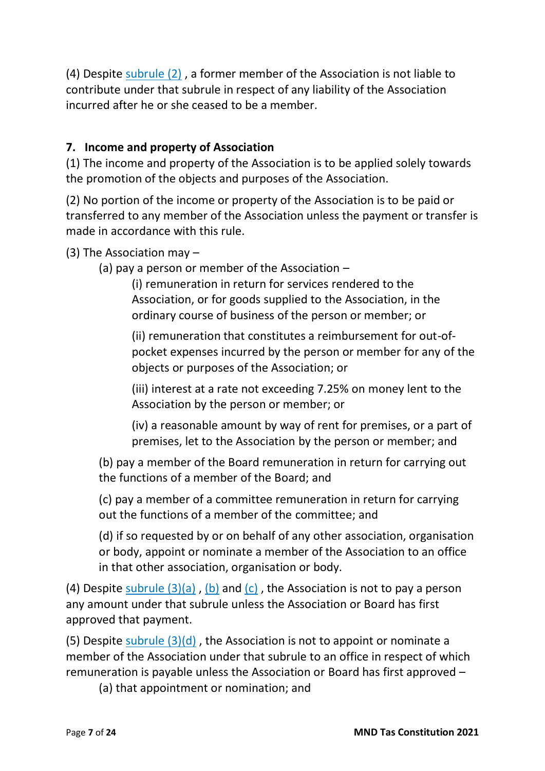(4) Despite subrule (2) , a former member of the Association is not liable to contribute under that subrule in respect of any liability of the Association incurred after he or she ceased to be a member.

### 7. Income and property of Association

(1) The income and property of the Association is to be applied solely towards the promotion of the objects and purposes of the Association.

(2) No portion of the income or property of the Association is to be paid or transferred to any member of the Association unless the payment or transfer is made in accordance with this rule.

(3) The Association may –

- (a) pay a person or member of the Association –
  - (i) remuneration in return for services rendered to the Association, or for goods supplied to the Association, in the ordinary course of business of the person or member; or
  - (ii) remuneration that constitutes a reimbursement for out-of-pocket expenses incurred by the person or member for any of the objects or purposes of the Association; or
  - (iii) interest at a rate not exceeding 7.25% on money lent to the Association by the person or member; or
  - (iv) a reasonable amount by way of rent for premises, or a part of premises, let to the Association by the person or member; and
- (b) pay a member of the Board remuneration in return for carrying out the functions of a member of the Board; and
- (c) pay a member of a committee remuneration in return for carrying out the functions of a member of the committee; and
- (d) if so requested by or on behalf of any other association, organisation or body, appoint or nominate a member of the Association to an office in that other association, organisation or body.

(4) Despite subrule (3)(a) , (b) and (c) , the Association is not to pay a person any amount under that subrule unless the Association or Board has first approved that payment.

(5) Despite subrule (3)(d) , the Association is not to appoint or nominate a member of the Association under that subrule to an office in respect of which remuneration is payable unless the Association or Board has first approved –

- (a) that appointment or nomination; and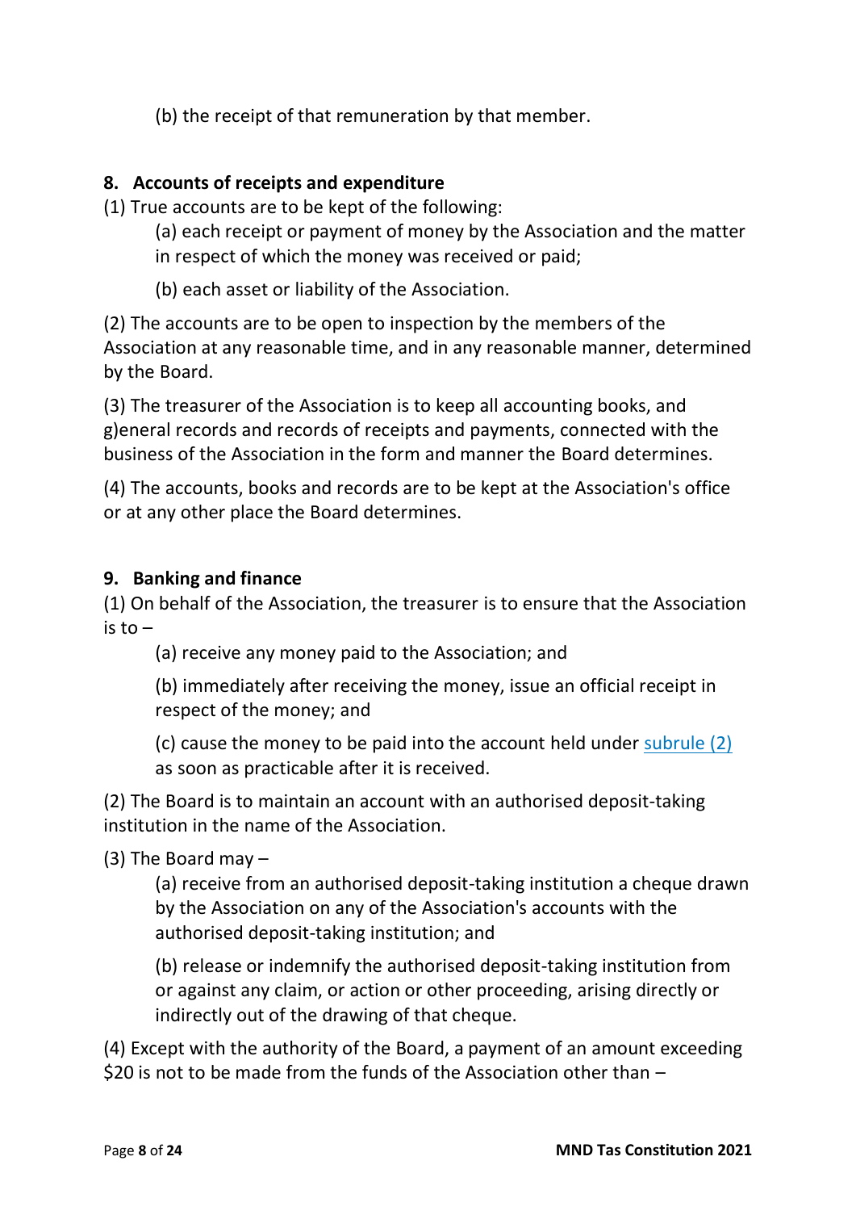(b) the receipt of that remuneration by that member.

## 8. Accounts of receipts and expenditure

(1) True accounts are to be kept of the following:

(a) each receipt or payment of money by the Association and the matter in respect of which the money was received or paid;

(b) each asset or liability of the Association.

(2) The accounts are to be open to inspection by the members of the Association at any reasonable time, and in any reasonable manner, determined by the Board.

(3) The treasurer of the Association is to keep all accounting books, and g)eneral records and records of receipts and payments, connected with the business of the Association in the form and manner the Board determines.

(4) The accounts, books and records are to be kept at the Association's office or at any other place the Board determines.

## 9. Banking and finance

(1) On behalf of the Association, the treasurer is to ensure that the Association is to –

(a) receive any money paid to the Association; and

(b) immediately after receiving the money, issue an official receipt in respect of the money; and

(c) cause the money to be paid into the account held under subrule (2) as soon as practicable after it is received.

(2) The Board is to maintain an account with an authorised deposit-taking institution in the name of the Association.

(3) The Board may –

(a) receive from an authorised deposit-taking institution a cheque drawn by the Association on any of the Association's accounts with the authorised deposit-taking institution; and

(b) release or indemnify the authorised deposit-taking institution from or against any claim, or action or other proceeding, arising directly or indirectly out of the drawing of that cheque.

(4) Except with the authority of the Board, a payment of an amount exceeding $20 is not to be made from the funds of the Association other than –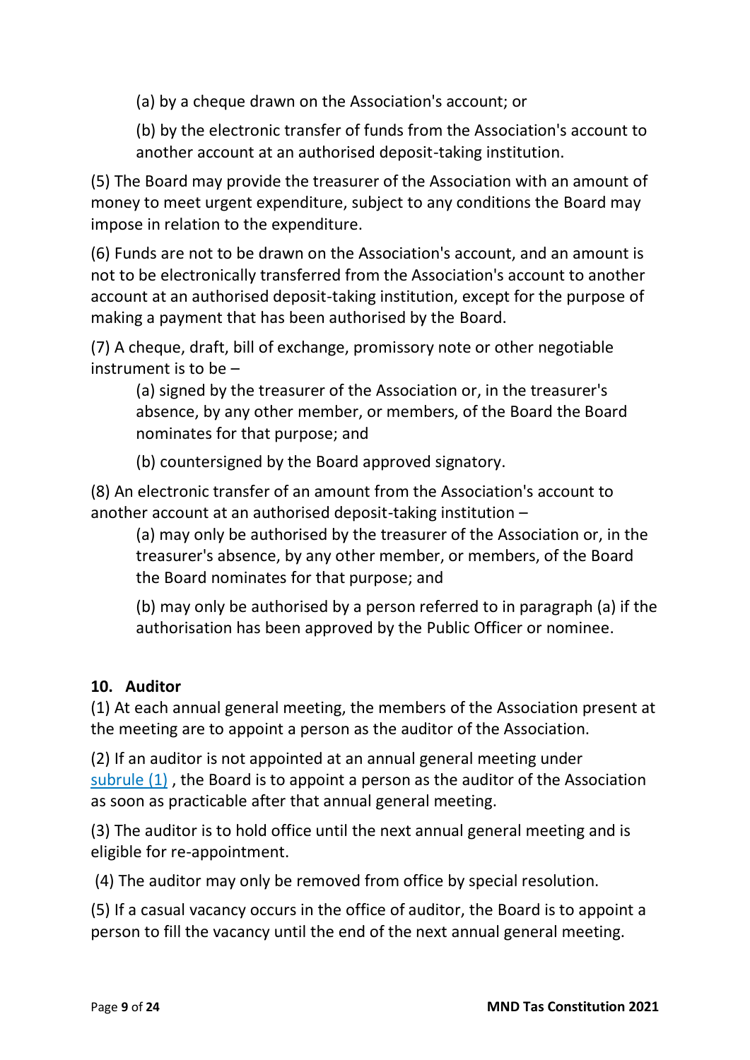(a) by a cheque drawn on the Association's account; or

(b) by the electronic transfer of funds from the Association's account to another account at an authorised deposit-taking institution.

(5) The Board may provide the treasurer of the Association with an amount of money to meet urgent expenditure, subject to any conditions the Board may impose in relation to the expenditure.

(6) Funds are not to be drawn on the Association's account, and an amount is not to be electronically transferred from the Association's account to another account at an authorised deposit-taking institution, except for the purpose of making a payment that has been authorised by the Board.

(7) A cheque, draft, bill of exchange, promissory note or other negotiable instrument is to be –

(a) signed by the treasurer of the Association or, in the treasurer's absence, by any other member, or members, of the Board the Board nominates for that purpose; and

(b) countersigned by the Board approved signatory.

(8) An electronic transfer of an amount from the Association's account to another account at an authorised deposit-taking institution –

(a) may only be authorised by the treasurer of the Association or, in the treasurer's absence, by any other member, or members, of the Board the Board nominates for that purpose; and

(b) may only be authorised by a person referred to in paragraph (a) if the authorisation has been approved by the Public Officer or nominee.

### 10. Auditor

(1) At each annual general meeting, the members of the Association present at the meeting are to appoint a person as the auditor of the Association.

(2) If an auditor is not appointed at an annual general meeting under subrule (1) , the Board is to appoint a person as the auditor of the Association as soon as practicable after that annual general meeting.

(3) The auditor is to hold office until the next annual general meeting and is eligible for re-appointment.

(4) The auditor may only be removed from office by special resolution.

(5) If a casual vacancy occurs in the office of auditor, the Board is to appoint a person to fill the vacancy until the end of the next annual general meeting.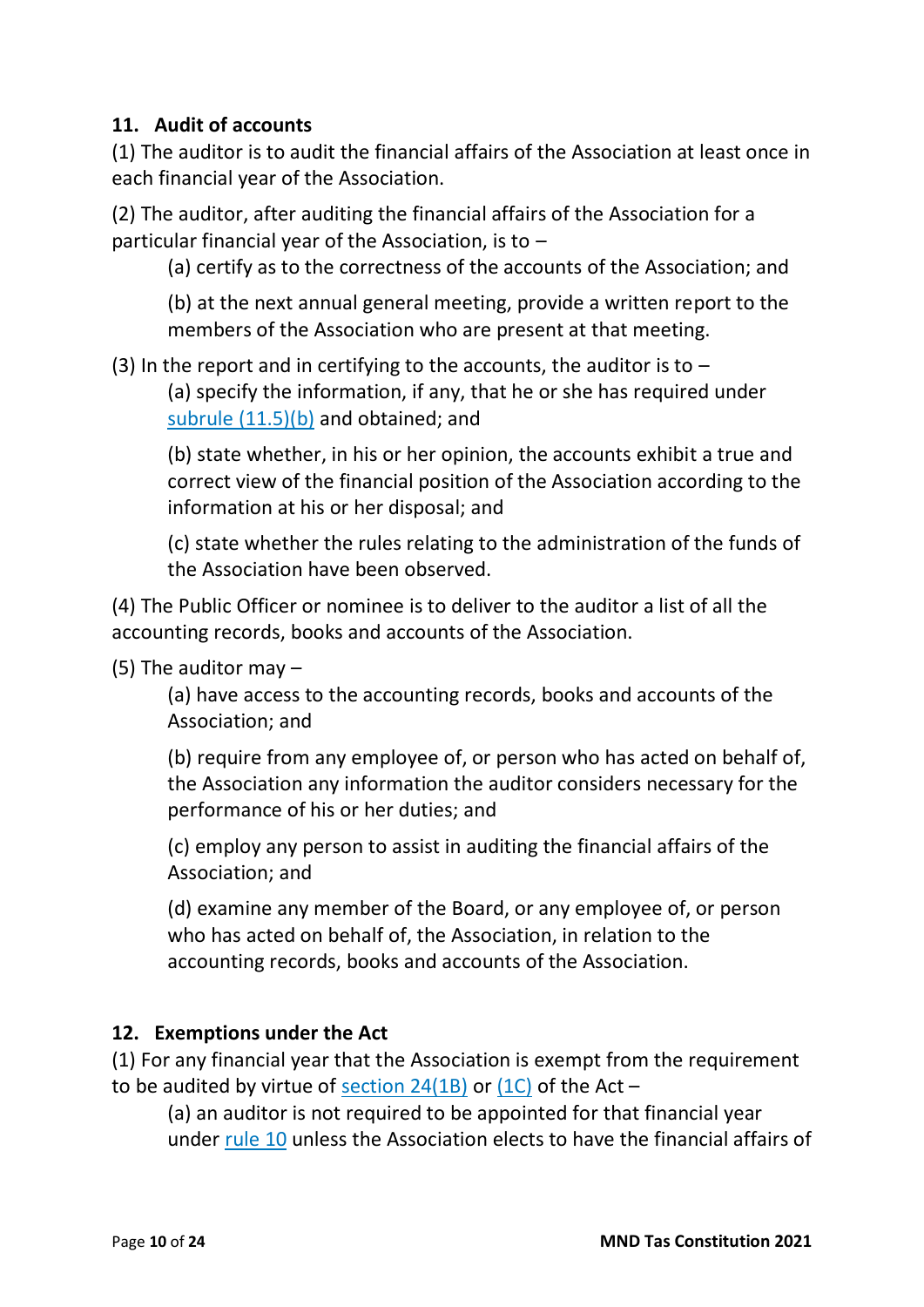### 11. Audit of accounts

(1) The auditor is to audit the financial affairs of the Association at least once in each financial year of the Association.

(2) The auditor, after auditing the financial affairs of the Association for a particular financial year of the Association, is to –

> (a) certify as to the correctness of the accounts of the Association; and
>
> (b) at the next annual general meeting, provide a written report to the members of the Association who are present at that meeting.

(3) In the report and in certifying to the accounts, the auditor is to –

> (a) specify the information, if any, that he or she has required under subrule (11.5)(b) and obtained; and
>
> (b) state whether, in his or her opinion, the accounts exhibit a true and correct view of the financial position of the Association according to the information at his or her disposal; and
>
> (c) state whether the rules relating to the administration of the funds of the Association have been observed.

(4) The Public Officer or nominee is to deliver to the auditor a list of all the accounting records, books and accounts of the Association.

(5) The auditor may –

> (a) have access to the accounting records, books and accounts of the Association; and
>
> (b) require from any employee of, or person who has acted on behalf of, the Association any information the auditor considers necessary for the performance of his or her duties; and
>
> (c) employ any person to assist in auditing the financial affairs of the Association; and
>
> (d) examine any member of the Board, or any employee of, or person who has acted on behalf of, the Association, in relation to the accounting records, books and accounts of the Association.

### 12. Exemptions under the Act

(1) For any financial year that the Association is exempt from the requirement to be audited by virtue of section 24(1B) or (1C) of the Act –

> (a) an auditor is not required to be appointed for that financial year under rule 10 unless the Association elects to have the financial affairs of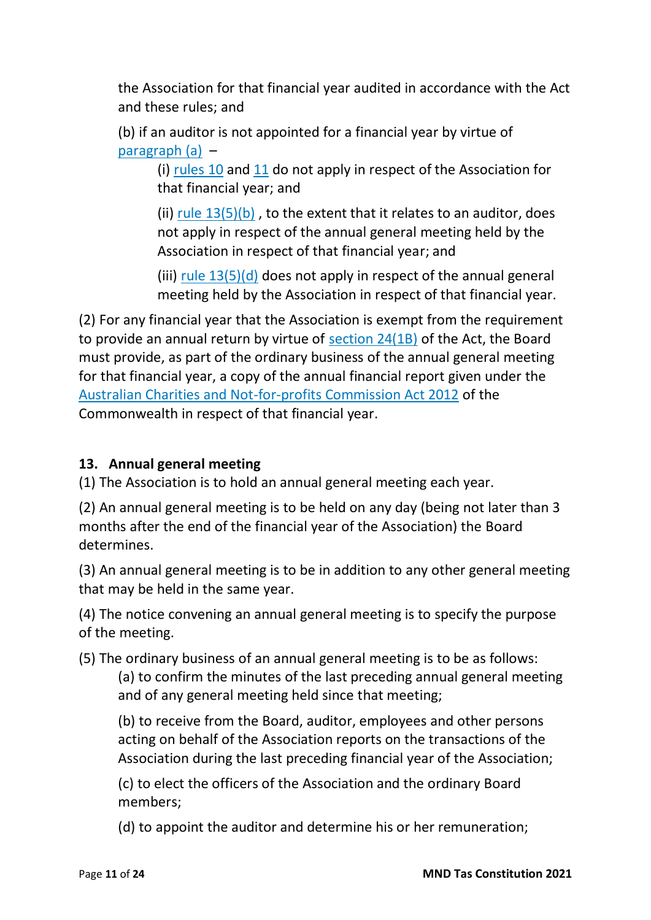the Association for that financial year audited in accordance with the Act and these rules; and

(b) if an auditor is not appointed for a financial year by virtue of paragraph (a) –

(i) rules 10 and 11 do not apply in respect of the Association for that financial year; and

(ii) rule 13(5)(b) , to the extent that it relates to an auditor, does not apply in respect of the annual general meeting held by the Association in respect of that financial year; and

(iii) rule 13(5)(d) does not apply in respect of the annual general meeting held by the Association in respect of that financial year.

(2) For any financial year that the Association is exempt from the requirement to provide an annual return by virtue of section 24(1B) of the Act, the Board must provide, as part of the ordinary business of the annual general meeting for that financial year, a copy of the annual financial report given under the Australian Charities and Not-for-profits Commission Act 2012 of the Commonwealth in respect of that financial year.

## 13. Annual general meeting

(1) The Association is to hold an annual general meeting each year.

(2) An annual general meeting is to be held on any day (being not later than 3 months after the end of the financial year of the Association) the Board determines.

(3) An annual general meeting is to be in addition to any other general meeting that may be held in the same year.

(4) The notice convening an annual general meeting is to specify the purpose of the meeting.

(5) The ordinary business of an annual general meeting is to be as follows:

(a) to confirm the minutes of the last preceding annual general meeting and of any general meeting held since that meeting;

(b) to receive from the Board, auditor, employees and other persons acting on behalf of the Association reports on the transactions of the Association during the last preceding financial year of the Association;

(c) to elect the officers of the Association and the ordinary Board members;

(d) to appoint the auditor and determine his or her remuneration;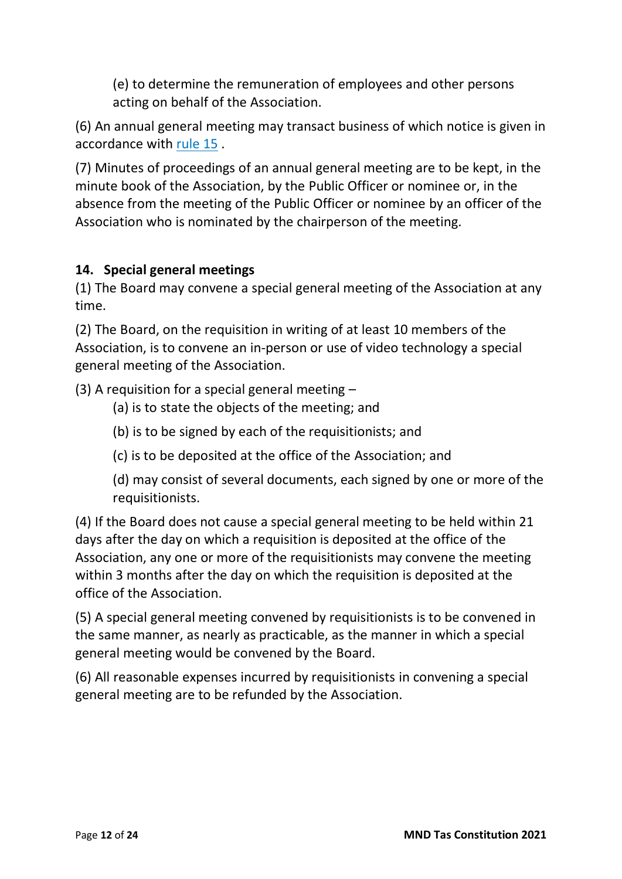(e) to determine the remuneration of employees and other persons acting on behalf of the Association.

(6) An annual general meeting may transact business of which notice is given in accordance with rule 15 .

(7) Minutes of proceedings of an annual general meeting are to be kept, in the minute book of the Association, by the Public Officer or nominee or, in the absence from the meeting of the Public Officer or nominee by an officer of the Association who is nominated by the chairperson of the meeting.

## 14. Special general meetings

(1) The Board may convene a special general meeting of the Association at any time.

(2) The Board, on the requisition in writing of at least 10 members of the Association, is to convene an in-person or use of video technology a special general meeting of the Association.

(3) A requisition for a special general meeting –

(a) is to state the objects of the meeting; and

(b) is to be signed by each of the requisitionists; and

(c) is to be deposited at the office of the Association; and

(d) may consist of several documents, each signed by one or more of the requisitionists.

(4) If the Board does not cause a special general meeting to be held within 21 days after the day on which a requisition is deposited at the office of the Association, any one or more of the requisitionists may convene the meeting within 3 months after the day on which the requisition is deposited at the office of the Association.

(5) A special general meeting convened by requisitionists is to be convened in the same manner, as nearly as practicable, as the manner in which a special general meeting would be convened by the Board.

(6) All reasonable expenses incurred by requisitionists in convening a special general meeting are to be refunded by the Association.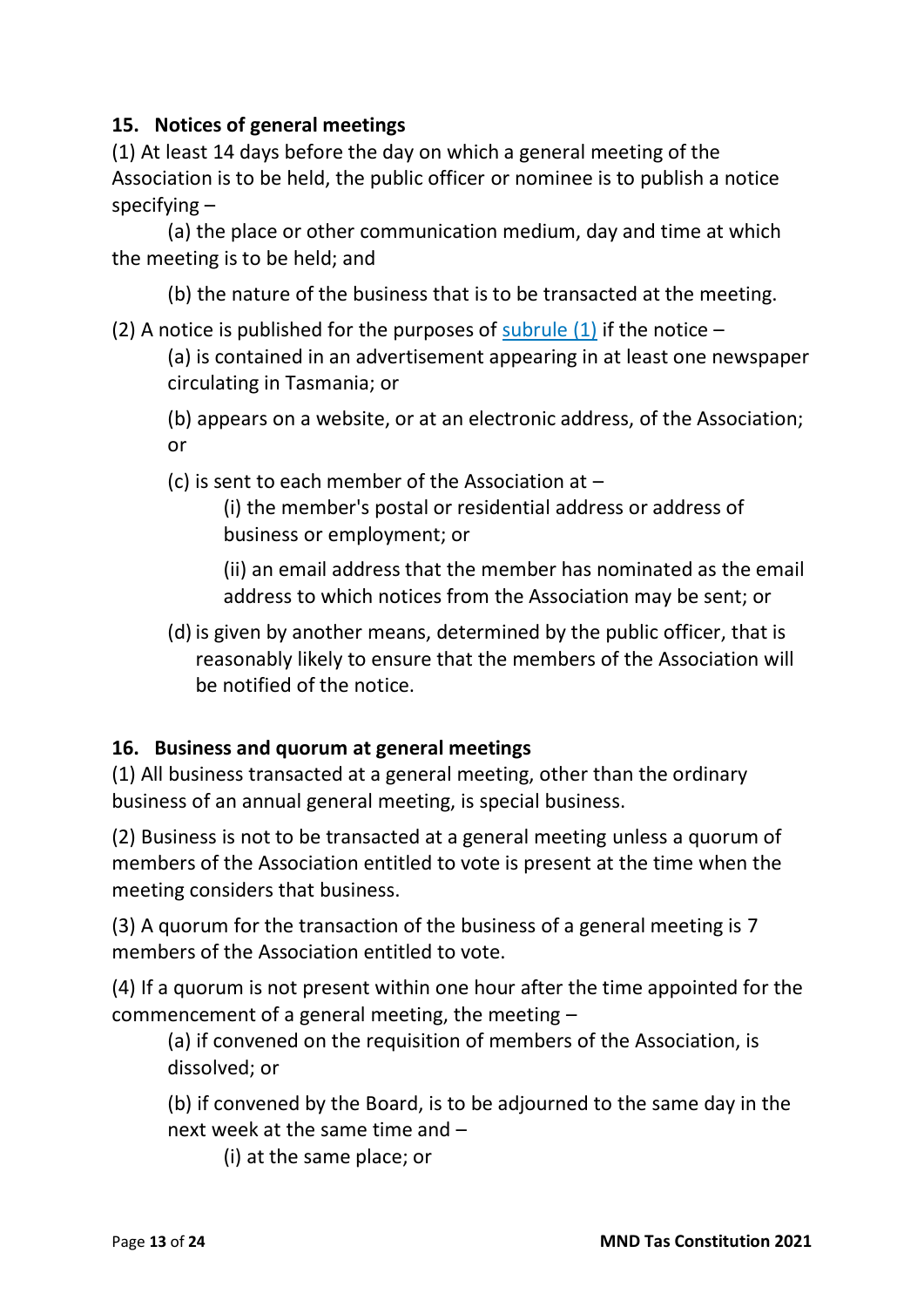### 15. Notices of general meetings

(1) At least 14 days before the day on which a general meeting of the Association is to be held, the public officer or nominee is to publish a notice specifying –

(a) the place or other communication medium, day and time at which the meeting is to be held; and

(b) the nature of the business that is to be transacted at the meeting.

(2) A notice is published for the purposes of subrule (1) if the notice –

(a) is contained in an advertisement appearing in at least one newspaper circulating in Tasmania; or

(b) appears on a website, or at an electronic address, of the Association; or

(c) is sent to each member of the Association at –

(i) the member's postal or residential address or address of business or employment; or

(ii) an email address that the member has nominated as the email address to which notices from the Association may be sent; or

(d) is given by another means, determined by the public officer, that is reasonably likely to ensure that the members of the Association will be notified of the notice.

### 16. Business and quorum at general meetings

(1) All business transacted at a general meeting, other than the ordinary business of an annual general meeting, is special business.

(2) Business is not to be transacted at a general meeting unless a quorum of members of the Association entitled to vote is present at the time when the meeting considers that business.

(3) A quorum for the transaction of the business of a general meeting is 7 members of the Association entitled to vote.

(4) If a quorum is not present within one hour after the time appointed for the commencement of a general meeting, the meeting –

(a) if convened on the requisition of members of the Association, is dissolved; or

(b) if convened by the Board, is to be adjourned to the same day in the next week at the same time and –

(i) at the same place; or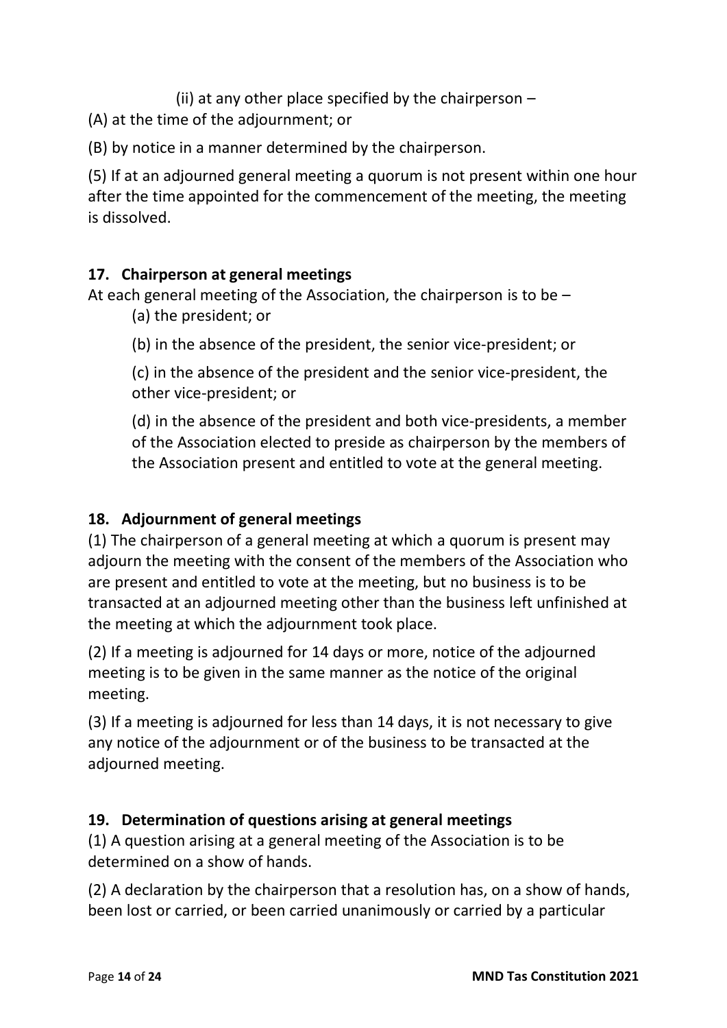(ii) at any other place specified by the chairperson –

(A) at the time of the adjournment; or

(B) by notice in a manner determined by the chairperson.

(5) If at an adjourned general meeting a quorum is not present within one hour after the time appointed for the commencement of the meeting, the meeting is dissolved.

### 17. Chairperson at general meetings

At each general meeting of the Association, the chairperson is to be –

(a) the president; or

(b) in the absence of the president, the senior vice-president; or

(c) in the absence of the president and the senior vice-president, the other vice-president; or

(d) in the absence of the president and both vice-presidents, a member of the Association elected to preside as chairperson by the members of the Association present and entitled to vote at the general meeting.

### 18. Adjournment of general meetings

(1) The chairperson of a general meeting at which a quorum is present may adjourn the meeting with the consent of the members of the Association who are present and entitled to vote at the meeting, but no business is to be transacted at an adjourned meeting other than the business left unfinished at the meeting at which the adjournment took place.

(2) If a meeting is adjourned for 14 days or more, notice of the adjourned meeting is to be given in the same manner as the notice of the original meeting.

(3) If a meeting is adjourned for less than 14 days, it is not necessary to give any notice of the adjournment or of the business to be transacted at the adjourned meeting.

### 19. Determination of questions arising at general meetings

(1) A question arising at a general meeting of the Association is to be determined on a show of hands.

(2) A declaration by the chairperson that a resolution has, on a show of hands, been lost or carried, or been carried unanimously or carried by a particular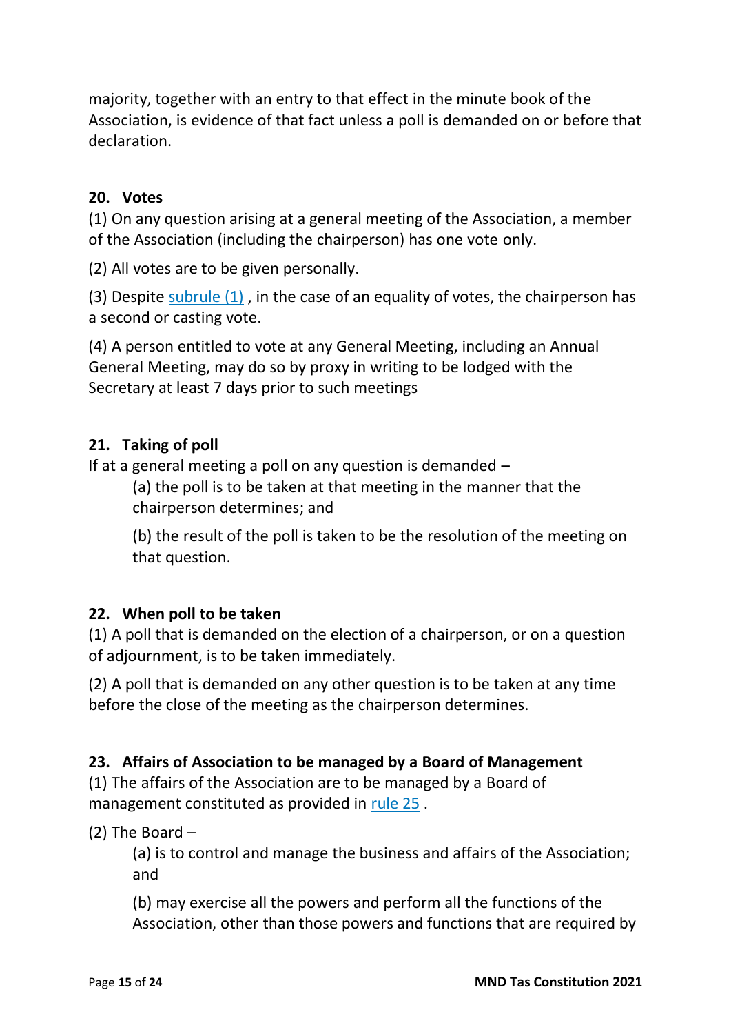majority, together with an entry to that effect in the minute book of the Association, is evidence of that fact unless a poll is demanded on or before that declaration.

### 20. Votes

(1) On any question arising at a general meeting of the Association, a member of the Association (including the chairperson) has one vote only.

(2) All votes are to be given personally.

(3) Despite subrule (1) , in the case of an equality of votes, the chairperson has a second or casting vote.

(4) A person entitled to vote at any General Meeting, including an Annual General Meeting, may do so by proxy in writing to be lodged with the Secretary at least 7 days prior to such meetings

### 21. Taking of poll

If at a general meeting a poll on any question is demanded –

(a) the poll is to be taken at that meeting in the manner that the chairperson determines; and

(b) the result of the poll is taken to be the resolution of the meeting on that question.

### 22. When poll to be taken

(1) A poll that is demanded on the election of a chairperson, or on a question of adjournment, is to be taken immediately.

(2) A poll that is demanded on any other question is to be taken at any time before the close of the meeting as the chairperson determines.

### 23. Affairs of Association to be managed by a Board of Management

(1) The affairs of the Association are to be managed by a Board of management constituted as provided in rule 25 .

(2) The Board –

(a) is to control and manage the business and affairs of the Association; and

(b) may exercise all the powers and perform all the functions of the Association, other than those powers and functions that are required by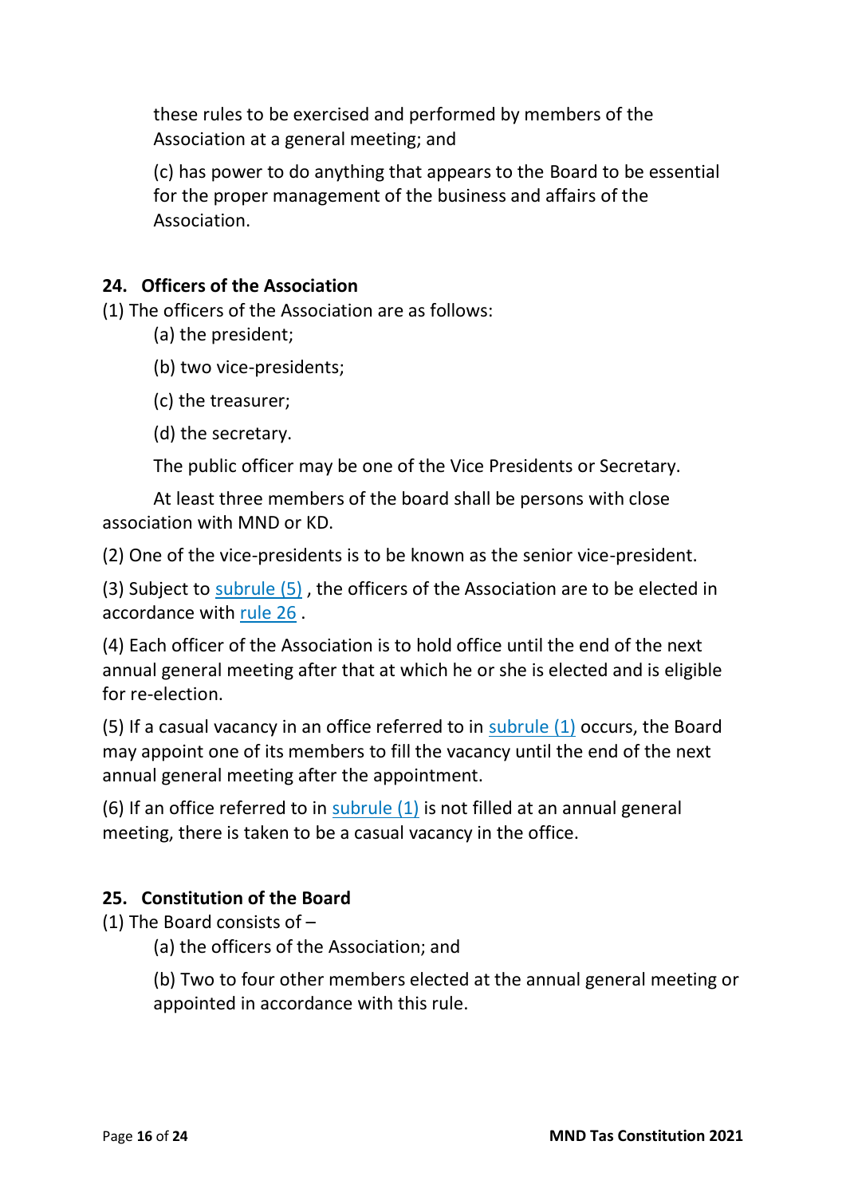these rules to be exercised and performed by members of the Association at a general meeting; and

(c) has power to do anything that appears to the Board to be essential for the proper management of the business and affairs of the Association.

## 24. Officers of the Association

(1) The officers of the Association are as follows:

(a) the president;

(b) two vice-presidents;

(c) the treasurer;

(d) the secretary.

The public officer may be one of the Vice Presidents or Secretary.

At least three members of the board shall be persons with close association with MND or KD.

(2) One of the vice-presidents is to be known as the senior vice-president.

(3) Subject to subrule (5) , the officers of the Association are to be elected in accordance with rule 26 .

(4) Each officer of the Association is to hold office until the end of the next annual general meeting after that at which he or she is elected and is eligible for re-election.

(5) If a casual vacancy in an office referred to in subrule (1) occurs, the Board may appoint one of its members to fill the vacancy until the end of the next annual general meeting after the appointment.

(6) If an office referred to in subrule (1) is not filled at an annual general meeting, there is taken to be a casual vacancy in the office.

## 25. Constitution of the Board

(1) The Board consists of –

(a) the officers of the Association; and

(b) Two to four other members elected at the annual general meeting or appointed in accordance with this rule.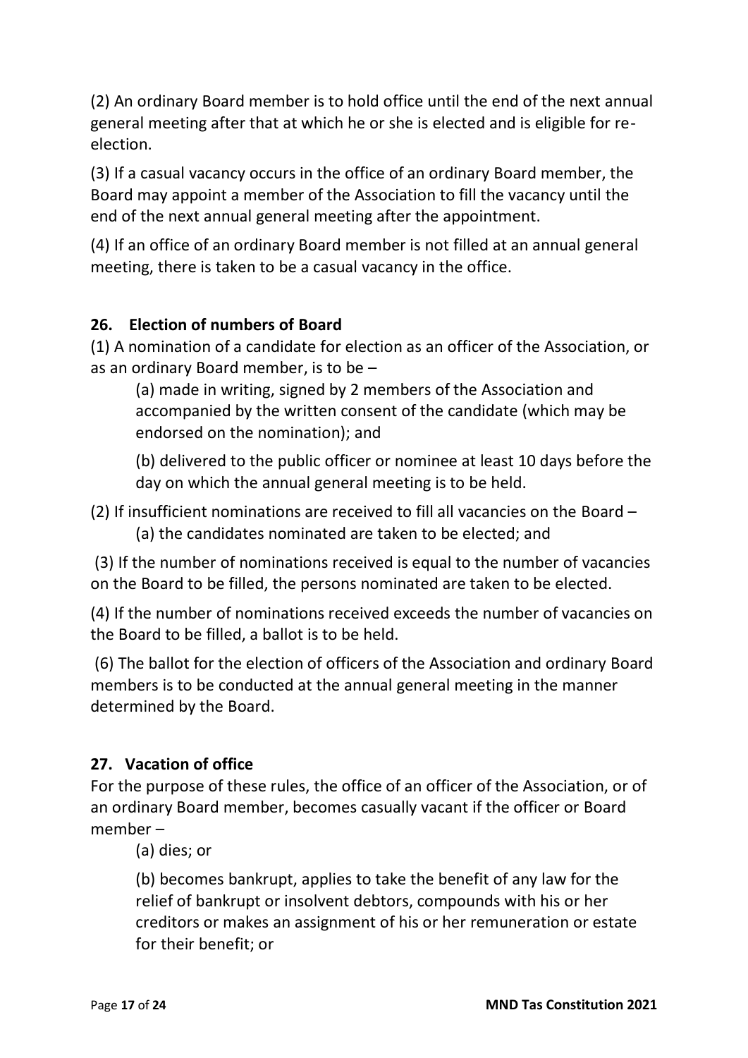(2) An ordinary Board member is to hold office until the end of the next annual general meeting after that at which he or she is elected and is eligible for re-election.

(3) If a casual vacancy occurs in the office of an ordinary Board member, the Board may appoint a member of the Association to fill the vacancy until the end of the next annual general meeting after the appointment.

(4) If an office of an ordinary Board member is not filled at an annual general meeting, there is taken to be a casual vacancy in the office.

## 26. Election of numbers of Board

(1) A nomination of a candidate for election as an officer of the Association, or as an ordinary Board member, is to be –

> (a) made in writing, signed by 2 members of the Association and accompanied by the written consent of the candidate (which may be endorsed on the nomination); and
>
> (b) delivered to the public officer or nominee at least 10 days before the day on which the annual general meeting is to be held.

(2) If insufficient nominations are received to fill all vacancies on the Board –

> (a) the candidates nominated are taken to be elected; and

(3) If the number of nominations received is equal to the number of vacancies on the Board to be filled, the persons nominated are taken to be elected.

(4) If the number of nominations received exceeds the number of vacancies on the Board to be filled, a ballot is to be held.

(6) The ballot for the election of officers of the Association and ordinary Board members is to be conducted at the annual general meeting in the manner determined by the Board.

## 27. Vacation of office

For the purpose of these rules, the office of an officer of the Association, or of an ordinary Board member, becomes casually vacant if the officer or Board member –

> (a) dies; or
>
> (b) becomes bankrupt, applies to take the benefit of any law for the relief of bankrupt or insolvent debtors, compounds with his or her creditors or makes an assignment of his or her remuneration or estate for their benefit; or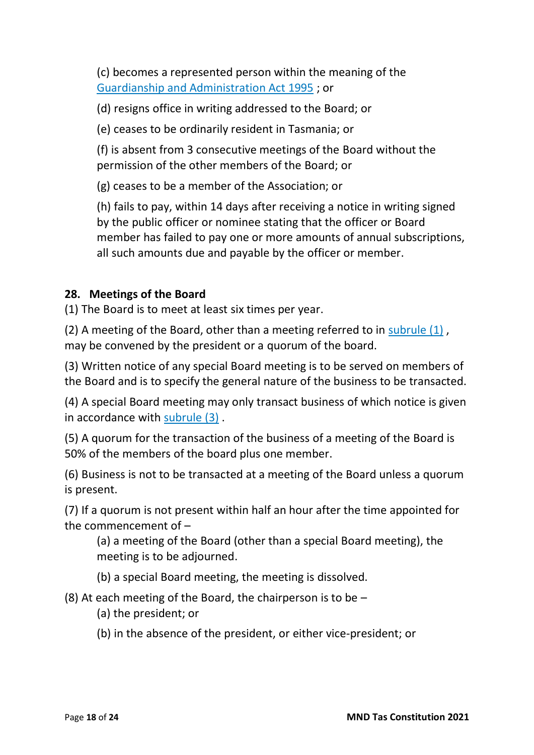(c) becomes a represented person within the meaning of the Guardianship and Administration Act 1995 ; or

(d) resigns office in writing addressed to the Board; or

(e) ceases to be ordinarily resident in Tasmania; or

(f) is absent from 3 consecutive meetings of the Board without the permission of the other members of the Board; or

(g) ceases to be a member of the Association; or

(h) fails to pay, within 14 days after receiving a notice in writing signed by the public officer or nominee stating that the officer or Board member has failed to pay one or more amounts of annual subscriptions, all such amounts due and payable by the officer or member.

## 28. Meetings of the Board

(1) The Board is to meet at least six times per year.

(2) A meeting of the Board, other than a meeting referred to in subrule (1) , may be convened by the president or a quorum of the board.

(3) Written notice of any special Board meeting is to be served on members of the Board and is to specify the general nature of the business to be transacted.

(4) A special Board meeting may only transact business of which notice is given in accordance with subrule (3) .

(5) A quorum for the transaction of the business of a meeting of the Board is 50% of the members of the board plus one member.

(6) Business is not to be transacted at a meeting of the Board unless a quorum is present.

(7) If a quorum is not present within half an hour after the time appointed for the commencement of –

(a) a meeting of the Board (other than a special Board meeting), the meeting is to be adjourned.

(b) a special Board meeting, the meeting is dissolved.

(8) At each meeting of the Board, the chairperson is to be –

(a) the president; or

(b) in the absence of the president, or either vice-president; or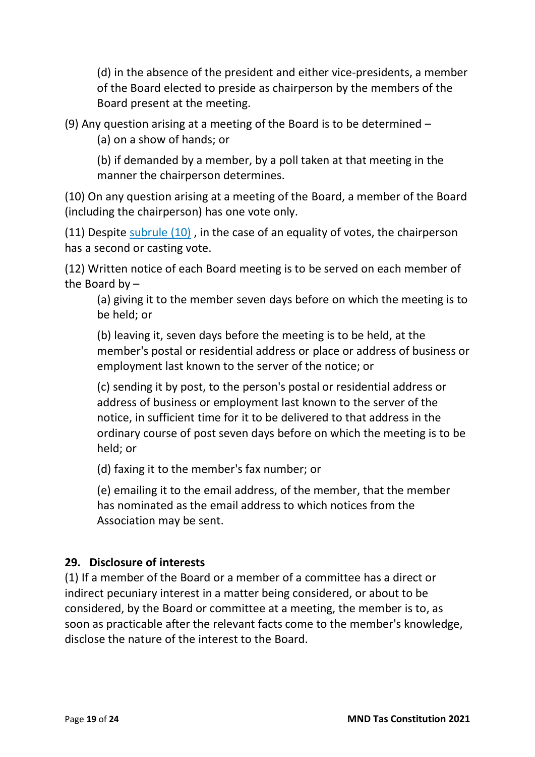(d) in the absence of the president and either vice-presidents, a member of the Board elected to preside as chairperson by the members of the Board present at the meeting.

(9) Any question arising at a meeting of the Board is to be determined –

(a) on a show of hands; or

(b) if demanded by a member, by a poll taken at that meeting in the manner the chairperson determines.

(10) On any question arising at a meeting of the Board, a member of the Board (including the chairperson) has one vote only.

(11) Despite subrule (10) , in the case of an equality of votes, the chairperson has a second or casting vote.

(12) Written notice of each Board meeting is to be served on each member of the Board by –

(a) giving it to the member seven days before on which the meeting is to be held; or

(b) leaving it, seven days before the meeting is to be held, at the member's postal or residential address or place or address of business or employment last known to the server of the notice; or

(c) sending it by post, to the person's postal or residential address or address of business or employment last known to the server of the notice, in sufficient time for it to be delivered to that address in the ordinary course of post seven days before on which the meeting is to be held; or

(d) faxing it to the member's fax number; or

(e) emailing it to the email address, of the member, that the member has nominated as the email address to which notices from the Association may be sent.

**29. Disclosure of interests**

(1) If a member of the Board or a member of a committee has a direct or indirect pecuniary interest in a matter being considered, or about to be considered, by the Board or committee at a meeting, the member is to, as soon as practicable after the relevant facts come to the member's knowledge, disclose the nature of the interest to the Board.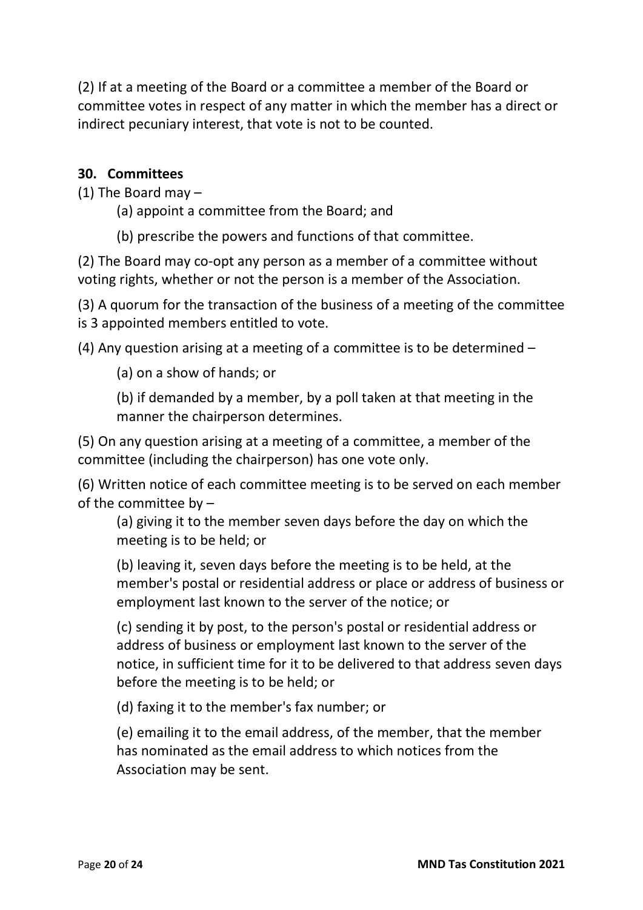(2) If at a meeting of the Board or a committee a member of the Board or committee votes in respect of any matter in which the member has a direct or indirect pecuniary interest, that vote is not to be counted.

**30. Committees**

(1) The Board may –

(a) appoint a committee from the Board; and

(b) prescribe the powers and functions of that committee.

(2) The Board may co-opt any person as a member of a committee without voting rights, whether or not the person is a member of the Association.

(3) A quorum for the transaction of the business of a meeting of the committee is 3 appointed members entitled to vote.

(4) Any question arising at a meeting of a committee is to be determined –

(a) on a show of hands; or

(b) if demanded by a member, by a poll taken at that meeting in the manner the chairperson determines.

(5) On any question arising at a meeting of a committee, a member of the committee (including the chairperson) has one vote only.

(6) Written notice of each committee meeting is to be served on each member of the committee by –

(a) giving it to the member seven days before the day on which the meeting is to be held; or

(b) leaving it, seven days before the meeting is to be held, at the member's postal or residential address or place or address of business or employment last known to the server of the notice; or

(c) sending it by post, to the person's postal or residential address or address of business or employment last known to the server of the notice, in sufficient time for it to be delivered to that address seven days before the meeting is to be held; or

(d) faxing it to the member's fax number; or

(e) emailing it to the email address, of the member, that the member has nominated as the email address to which notices from the Association may be sent.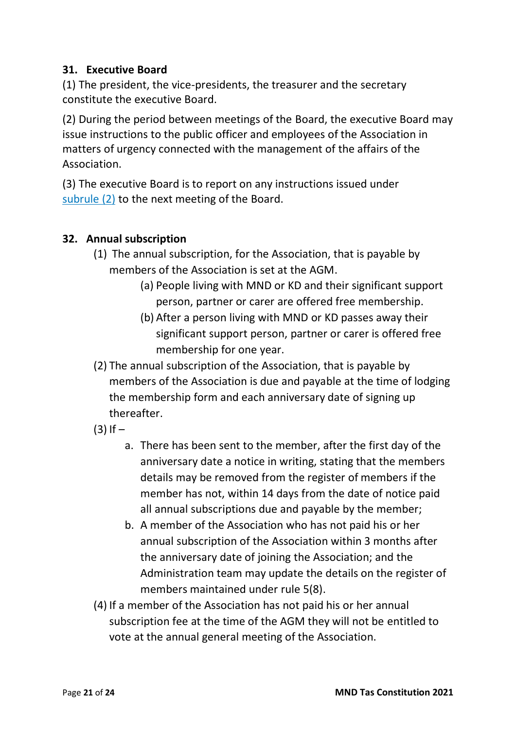## 31. Executive Board

(1) The president, the vice-presidents, the treasurer and the secretary constitute the executive Board.

(2) During the period between meetings of the Board, the executive Board may issue instructions to the public officer and employees of the Association in matters of urgency connected with the management of the affairs of the Association.

(3) The executive Board is to report on any instructions issued under subrule (2) to the next meeting of the Board.

## 32. Annual subscription

(1) The annual subscription, for the Association, that is payable by members of the Association is set at the AGM.
   - (a) People living with MND or KD and their significant support person, partner or carer are offered free membership.
   - (b) After a person living with MND or KD passes away their significant support person, partner or carer is offered free membership for one year.

(2) The annual subscription of the Association, that is payable by members of the Association is due and payable at the time of lodging the membership form and each anniversary date of signing up thereafter.

(3) If –
   - a. There has been sent to the member, after the first day of the anniversary date a notice in writing, stating that the members details may be removed from the register of members if the member has not, within 14 days from the date of notice paid all annual subscriptions due and payable by the member;
   - b. A member of the Association who has not paid his or her annual subscription of the Association within 3 months after the anniversary date of joining the Association; and the Administration team may update the details on the register of members maintained under rule 5(8).

(4) If a member of the Association has not paid his or her annual subscription fee at the time of the AGM they will not be entitled to vote at the annual general meeting of the Association.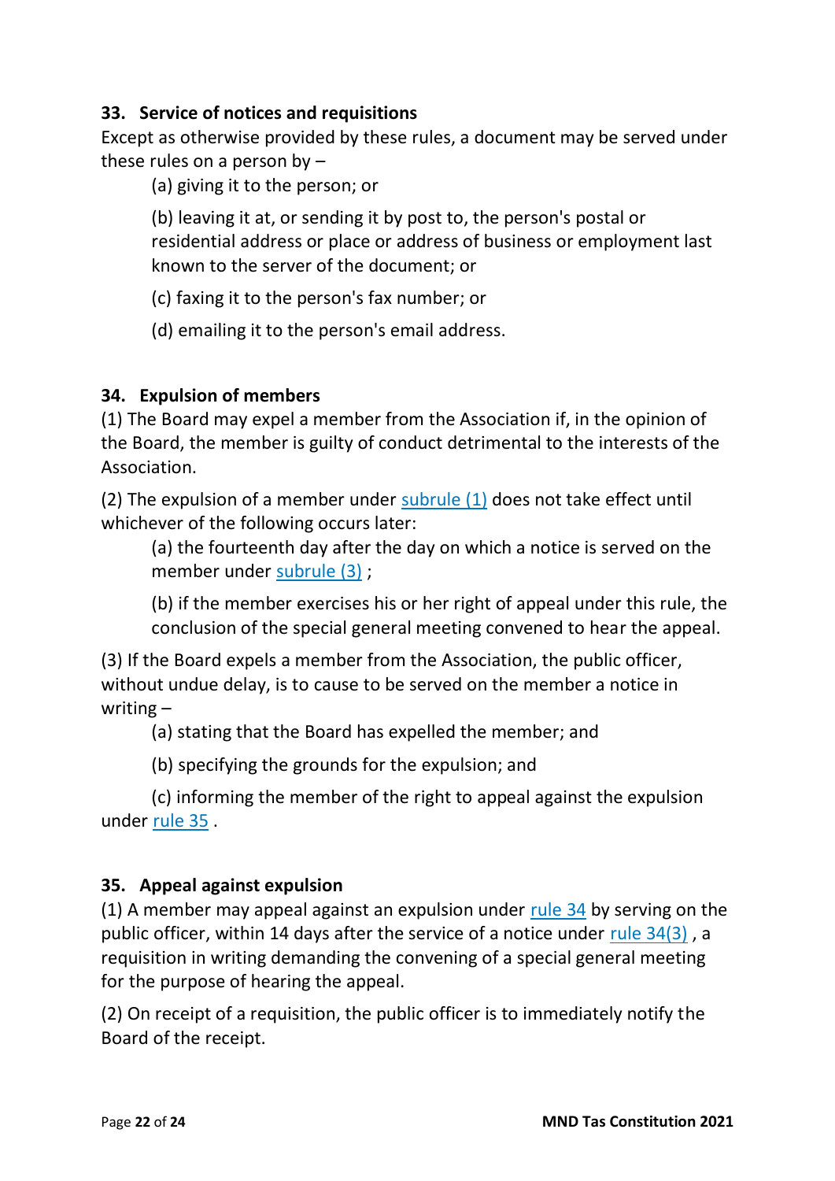### 33. Service of notices and requisitions

Except as otherwise provided by these rules, a document may be served under these rules on a person by –

(a) giving it to the person; or

(b) leaving it at, or sending it by post to, the person's postal or residential address or place or address of business or employment last known to the server of the document; or

(c) faxing it to the person's fax number; or

(d) emailing it to the person's email address.

### 34. Expulsion of members

(1) The Board may expel a member from the Association if, in the opinion of the Board, the member is guilty of conduct detrimental to the interests of the Association.

(2) The expulsion of a member under subrule (1) does not take effect until whichever of the following occurs later:

(a) the fourteenth day after the day on which a notice is served on the member under subrule (3) ;

(b) if the member exercises his or her right of appeal under this rule, the conclusion of the special general meeting convened to hear the appeal.

(3) If the Board expels a member from the Association, the public officer, without undue delay, is to cause to be served on the member a notice in writing –

(a) stating that the Board has expelled the member; and

(b) specifying the grounds for the expulsion; and

(c) informing the member of the right to appeal against the expulsion under rule 35 .

### 35. Appeal against expulsion

(1) A member may appeal against an expulsion under rule 34 by serving on the public officer, within 14 days after the service of a notice under rule 34(3) , a requisition in writing demanding the convening of a special general meeting for the purpose of hearing the appeal.

(2) On receipt of a requisition, the public officer is to immediately notify the Board of the receipt.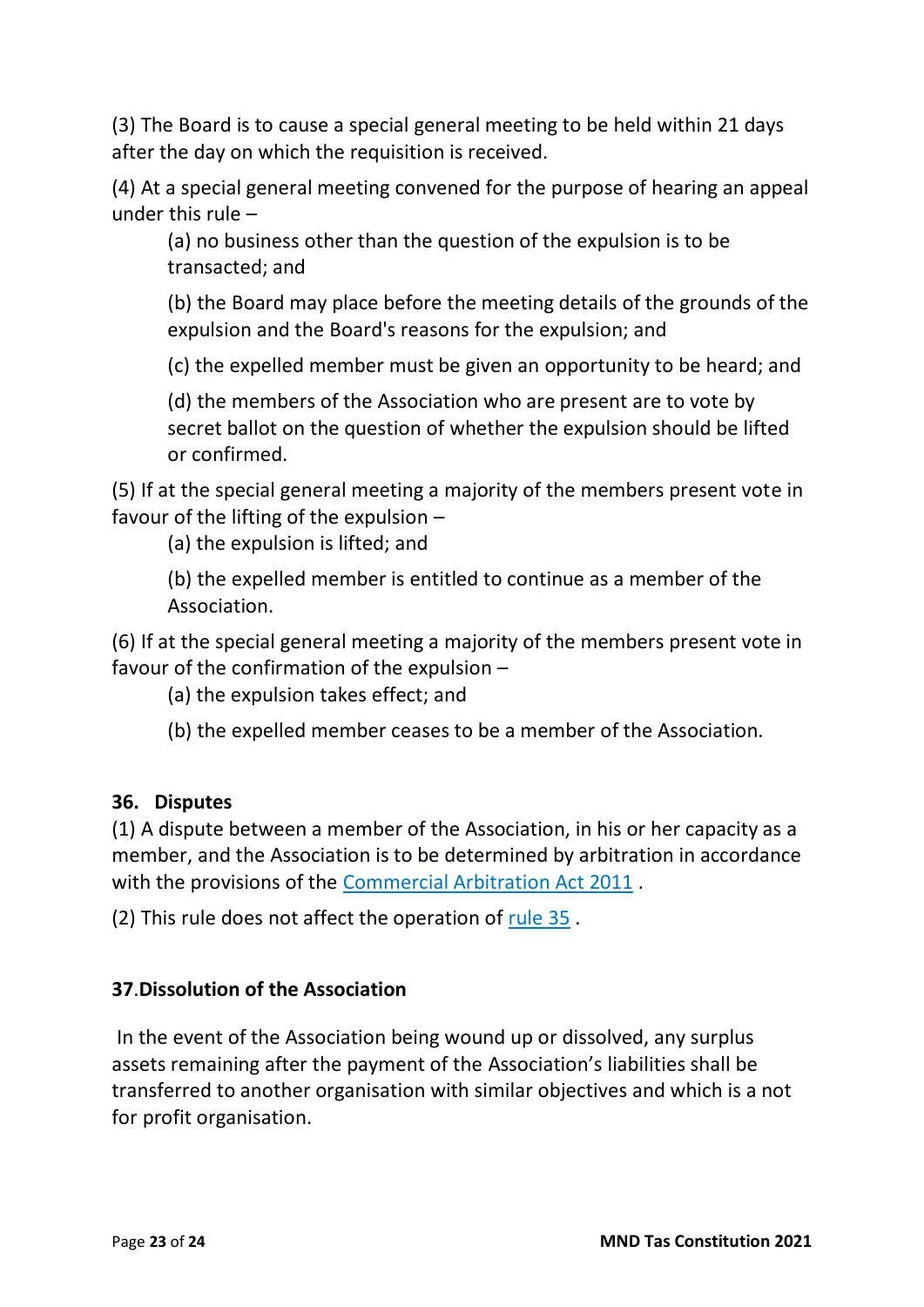(3) The Board is to cause a special general meeting to be held within 21 days after the day on which the requisition is received.

(4) At a special general meeting convened for the purpose of hearing an appeal under this rule –

> (a) no business other than the question of the expulsion is to be transacted; and
>
> (b) the Board may place before the meeting details of the grounds of the expulsion and the Board's reasons for the expulsion; and
>
> (c) the expelled member must be given an opportunity to be heard; and
>
> (d) the members of the Association who are present are to vote by secret ballot on the question of whether the expulsion should be lifted or confirmed.

(5) If at the special general meeting a majority of the members present vote in favour of the lifting of the expulsion –

> (a) the expulsion is lifted; and
>
> (b) the expelled member is entitled to continue as a member of the Association.

(6) If at the special general meeting a majority of the members present vote in favour of the confirmation of the expulsion –

> (a) the expulsion takes effect; and
>
> (b) the expelled member ceases to be a member of the Association.

**36. Disputes**

(1) A dispute between a member of the Association, in his or her capacity as a member, and the Association is to be determined by arbitration in accordance with the provisions of the Commercial Arbitration Act 2011 .

(2) This rule does not affect the operation of rule 35 .

**37.Dissolution of the Association**

In the event of the Association being wound up or dissolved, any surplus assets remaining after the payment of the Association's liabilities shall be transferred to another organisation with similar objectives and which is a not for profit organisation.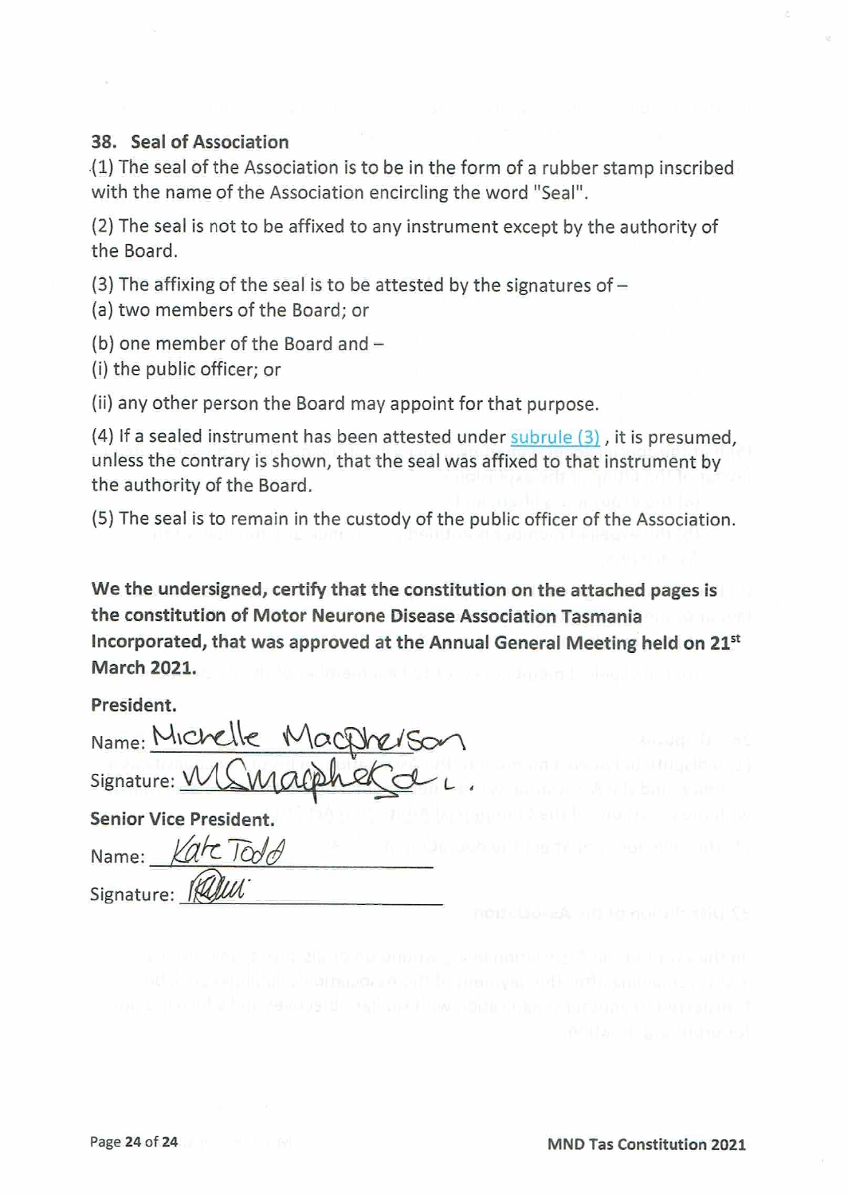## 38. Seal of Association

(1) The seal of the Association is to be in the form of a rubber stamp inscribed with the name of the Association encircling the word "Seal".

(2) The seal is not to be affixed to any instrument except by the authority of the Board.

(3) The affixing of the seal is to be attested by the signatures of –
(a) two members of the Board; or

(b) one member of the Board and –
(i) the public officer; or

(ii) any other person the Board may appoint for that purpose.

(4) If a sealed instrument has been attested under subrule (3) , it is presumed, unless the contrary is shown, that the seal was affixed to that instrument by the authority of the Board.

(5) The seal is to remain in the custody of the public officer of the Association.

**We the undersigned, certify that the constitution on the attached pages is the constitution of Motor Neurone Disease Association Tasmania Incorporated, that was approved at the Annual General Meeting held on 21st March 2021.**

**President.**

Name: Michelle Macpherson

Signature: M Macpherson

**Senior Vice President.**

Name: Kate Todd

Signature: